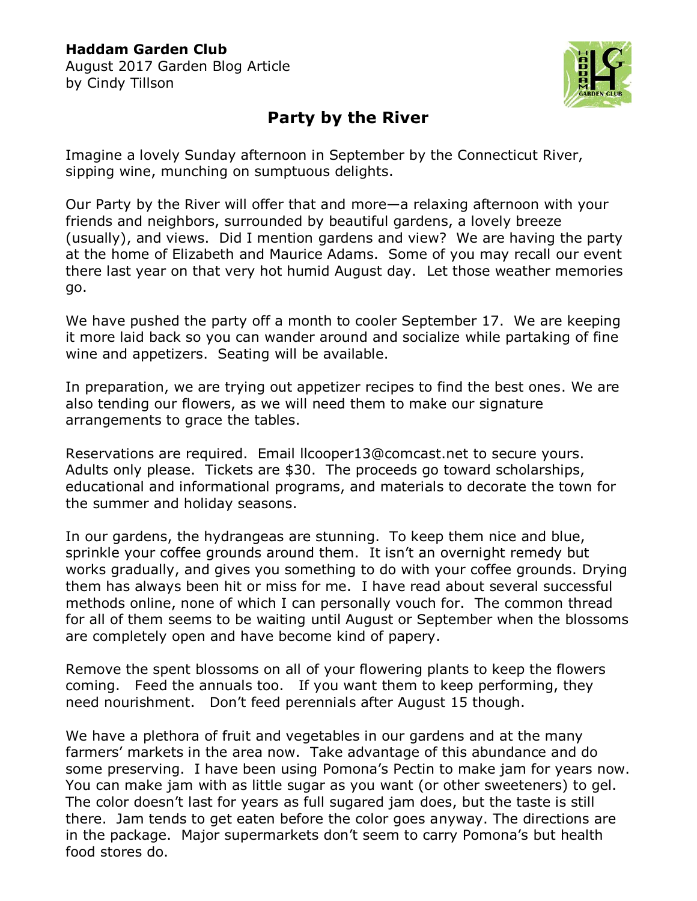**Haddam Garden Club**
August 2017 Garden Blog Article
by Cindy Tillson

# Party by the River

Imagine a lovely Sunday afternoon in September by the Connecticut River, sipping wine, munching on sumptuous delights.

Our Party by the River will offer that and more—a relaxing afternoon with your friends and neighbors, surrounded by beautiful gardens, a lovely breeze (usually), and views. Did I mention gardens and view? We are having the party at the home of Elizabeth and Maurice Adams. Some of you may recall our event there last year on that very hot humid August day. Let those weather memories go.

We have pushed the party off a month to cooler September 17. We are keeping it more laid back so you can wander around and socialize while partaking of fine wine and appetizers. Seating will be available.

In preparation, we are trying out appetizer recipes to find the best ones. We are also tending our flowers, as we will need them to make our signature arrangements to grace the tables.

Reservations are required. Email llcooper13@comcast.net to secure yours. Adults only please. Tickets are $30. The proceeds go toward scholarships, educational and informational programs, and materials to decorate the town for the summer and holiday seasons.

In our gardens, the hydrangeas are stunning. To keep them nice and blue, sprinkle your coffee grounds around them. It isn't an overnight remedy but works gradually, and gives you something to do with your coffee grounds. Drying them has always been hit or miss for me. I have read about several successful methods online, none of which I can personally vouch for. The common thread for all of them seems to be waiting until August or September when the blossoms are completely open and have become kind of papery.

Remove the spent blossoms on all of your flowering plants to keep the flowers coming. Feed the annuals too. If you want them to keep performing, they need nourishment. Don't feed perennials after August 15 though.

We have a plethora of fruit and vegetables in our gardens and at the many farmers' markets in the area now. Take advantage of this abundance and do some preserving. I have been using Pomona's Pectin to make jam for years now. You can make jam with as little sugar as you want (or other sweeteners) to gel. The color doesn't last for years as full sugared jam does, but the taste is still there. Jam tends to get eaten before the color goes anyway. The directions are in the package. Major supermarkets don't seem to carry Pomona's but health food stores do.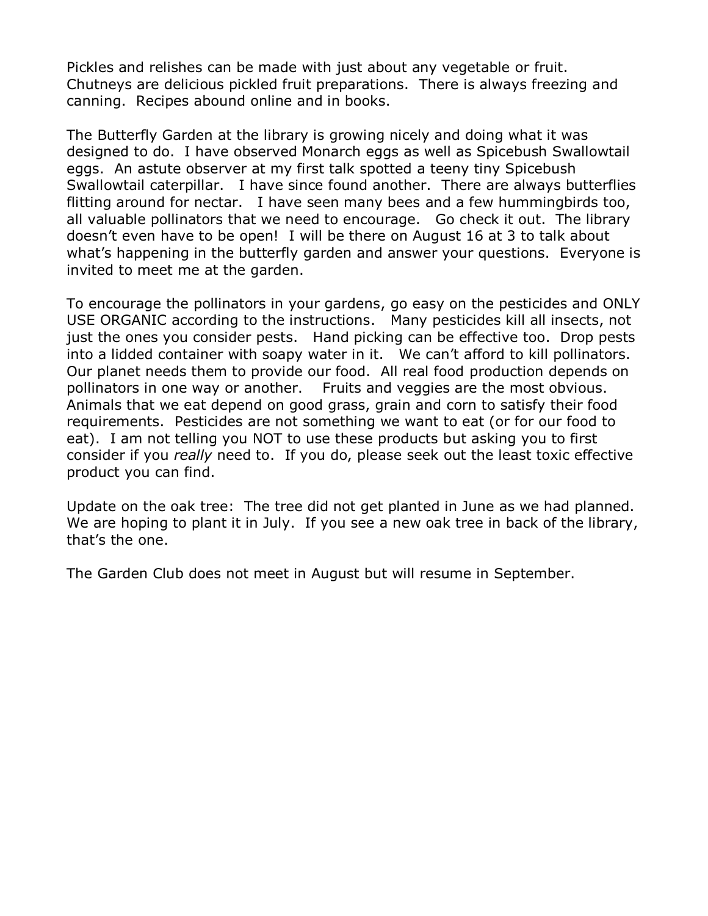Pickles and relishes can be made with just about any vegetable or fruit. Chutneys are delicious pickled fruit preparations. There is always freezing and canning. Recipes abound online and in books.

The Butterfly Garden at the library is growing nicely and doing what it was designed to do. I have observed Monarch eggs as well as Spicebush Swallowtail eggs. An astute observer at my first talk spotted a teeny tiny Spicebush Swallowtail caterpillar. I have since found another. There are always butterflies flitting around for nectar. I have seen many bees and a few hummingbirds too, all valuable pollinators that we need to encourage. Go check it out. The library doesn't even have to be open! I will be there on August 16 at 3 to talk about what's happening in the butterfly garden and answer your questions. Everyone is invited to meet me at the garden.

To encourage the pollinators in your gardens, go easy on the pesticides and ONLY USE ORGANIC according to the instructions. Many pesticides kill all insects, not just the ones you consider pests. Hand picking can be effective too. Drop pests into a lidded container with soapy water in it. We can't afford to kill pollinators. Our planet needs them to provide our food. All real food production depends on pollinators in one way or another. Fruits and veggies are the most obvious. Animals that we eat depend on good grass, grain and corn to satisfy their food requirements. Pesticides are not something we want to eat (or for our food to eat). I am not telling you NOT to use these products but asking you to first consider if you *really* need to. If you do, please seek out the least toxic effective product you can find.

Update on the oak tree: The tree did not get planted in June as we had planned. We are hoping to plant it in July. If you see a new oak tree in back of the library, that's the one.

The Garden Club does not meet in August but will resume in September.